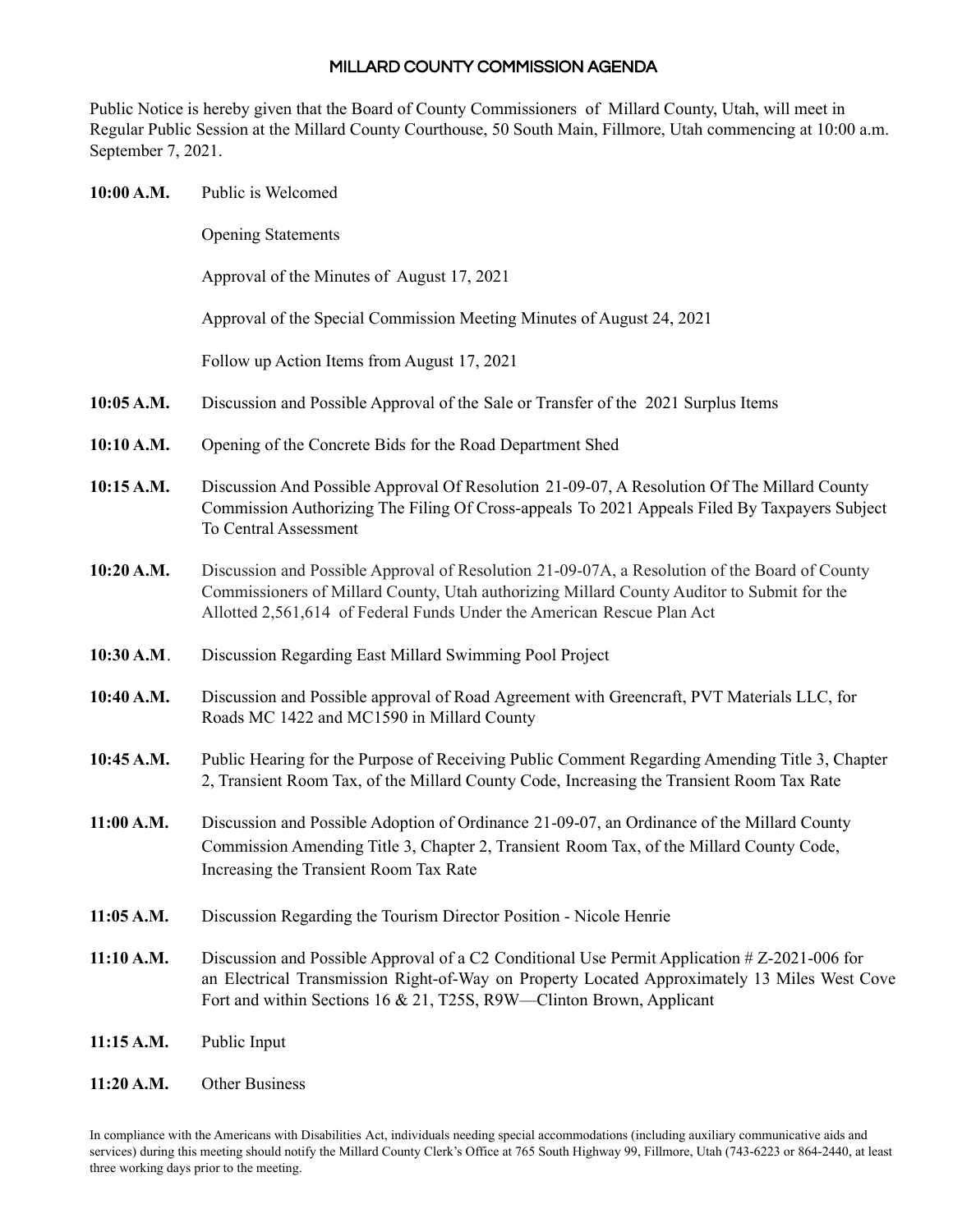# MILLARD COUNTY COMMISSION AGENDA

Public Notice is hereby given that the Board of County Commissioners of Millard County, Utah, will meet in Regular Public Session at the Millard County Courthouse, 50 South Main, Fillmore, Utah commencing at 10:00 a.m. September 7, 2021.

**10:00 A.M.** Public is Welcomed

Opening Statements

Approval of the Minutes of August 17, 2021

Approval of the Special Commission Meeting Minutes of August 24, 2021

Follow up Action Items from August 17, 2021

**10:05 A.M.** Discussion and Possible Approval of the Sale or Transfer of the 2021 Surplus Items

**10:10 A.M.** Opening of the Concrete Bids for the Road Department Shed

**10:15 A.M.** Discussion And Possible Approval Of Resolution 21-09-07, A Resolution Of The Millard County Commission Authorizing The Filing Of Cross-appeals To 2021 Appeals Filed By Taxpayers Subject To Central Assessment

**10:20 A.M.** Discussion and Possible Approval of Resolution 21-09-07A, a Resolution of the Board of County Commissioners of Millard County, Utah authorizing Millard County Auditor to Submit for the Allotted 2,561,614 of Federal Funds Under the American Rescue Plan Act

**10:30 A.M**. Discussion Regarding East Millard Swimming Pool Project

**10:40 A.M.** Discussion and Possible approval of Road Agreement with Greencraft, PVT Materials LLC, for Roads MC 1422 and MC1590 in Millard County

**10:45 A.M.** Public Hearing for the Purpose of Receiving Public Comment Regarding Amending Title 3, Chapter 2, Transient Room Tax, of the Millard County Code, Increasing the Transient Room Tax Rate

**11:00 A.M.** Discussion and Possible Adoption of Ordinance 21-09-07, an Ordinance of the Millard County Commission Amending Title 3, Chapter 2, Transient Room Tax, of the Millard County Code, Increasing the Transient Room Tax Rate

**11:05 A.M.** Discussion Regarding the Tourism Director Position - Nicole Henrie

**11:10 A.M.** Discussion and Possible Approval of a C2 Conditional Use Permit Application # Z-2021-006 for an Electrical Transmission Right-of-Way on Property Located Approximately 13 Miles West Cove Fort and within Sections 16 & 21, T25S, R9W—Clinton Brown, Applicant

**11:15 A.M.** Public Input

**11:20 A.M.** Other Business

In compliance with the Americans with Disabilities Act, individuals needing special accommodations (including auxiliary communicative aids and services) during this meeting should notify the Millard County Clerk's Office at 765 South Highway 99, Fillmore, Utah (743-6223 or 864-2440, at least three working days prior to the meeting.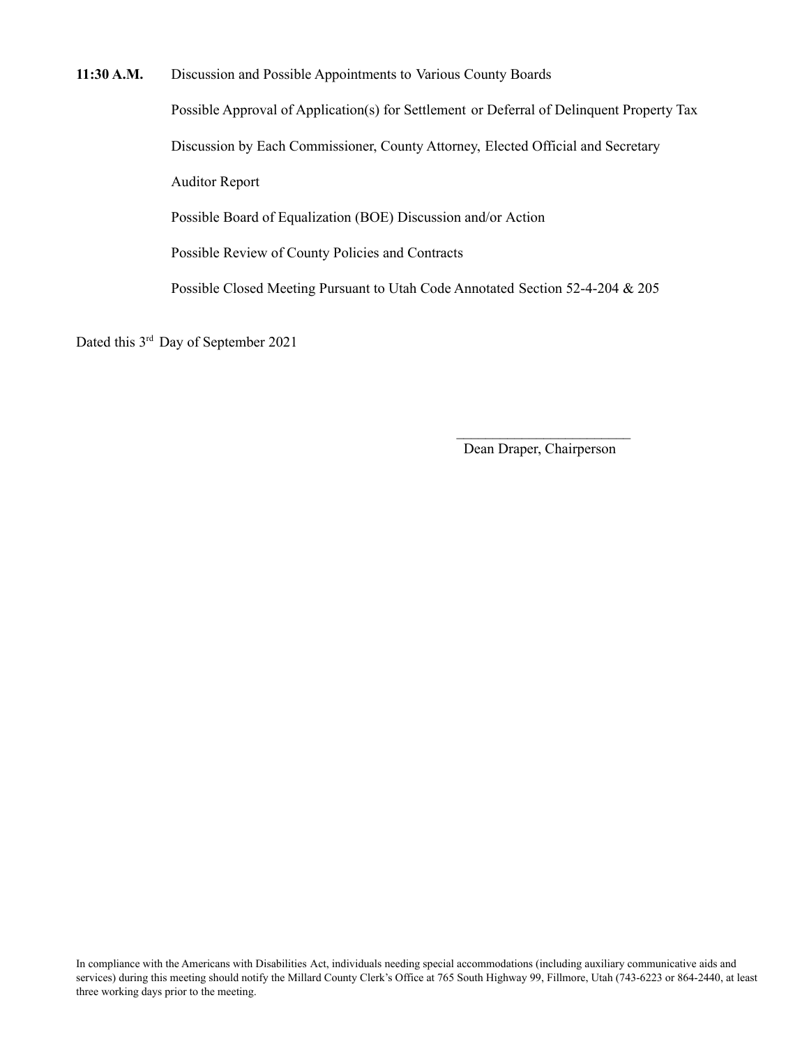**11:30 A.M.** Discussion and Possible Appointments to Various County Boards

Possible Approval of Application(s) for Settlement or Deferral of Delinquent Property Tax

Discussion by Each Commissioner, County Attorney, Elected Official and Secretary

Auditor Report

Possible Board of Equalization (BOE) Discussion and/or Action

Possible Review of County Policies and Contracts

Possible Closed Meeting Pursuant to Utah Code Annotated Section 52-4-204 & 205

Dated this 3rd Day of September 2021

\_\_\_\_\_\_\_\_\_\_\_\_\_\_\_\_\_\_\_\_\_\_\_\_

Dean Draper, Chairperson

In compliance with the Americans with Disabilities Act, individuals needing special accommodations (including auxiliary communicative aids and services) during this meeting should notify the Millard County Clerk's Office at 765 South Highway 99, Fillmore, Utah (743-6223 or 864-2440, at least three working days prior to the meeting.